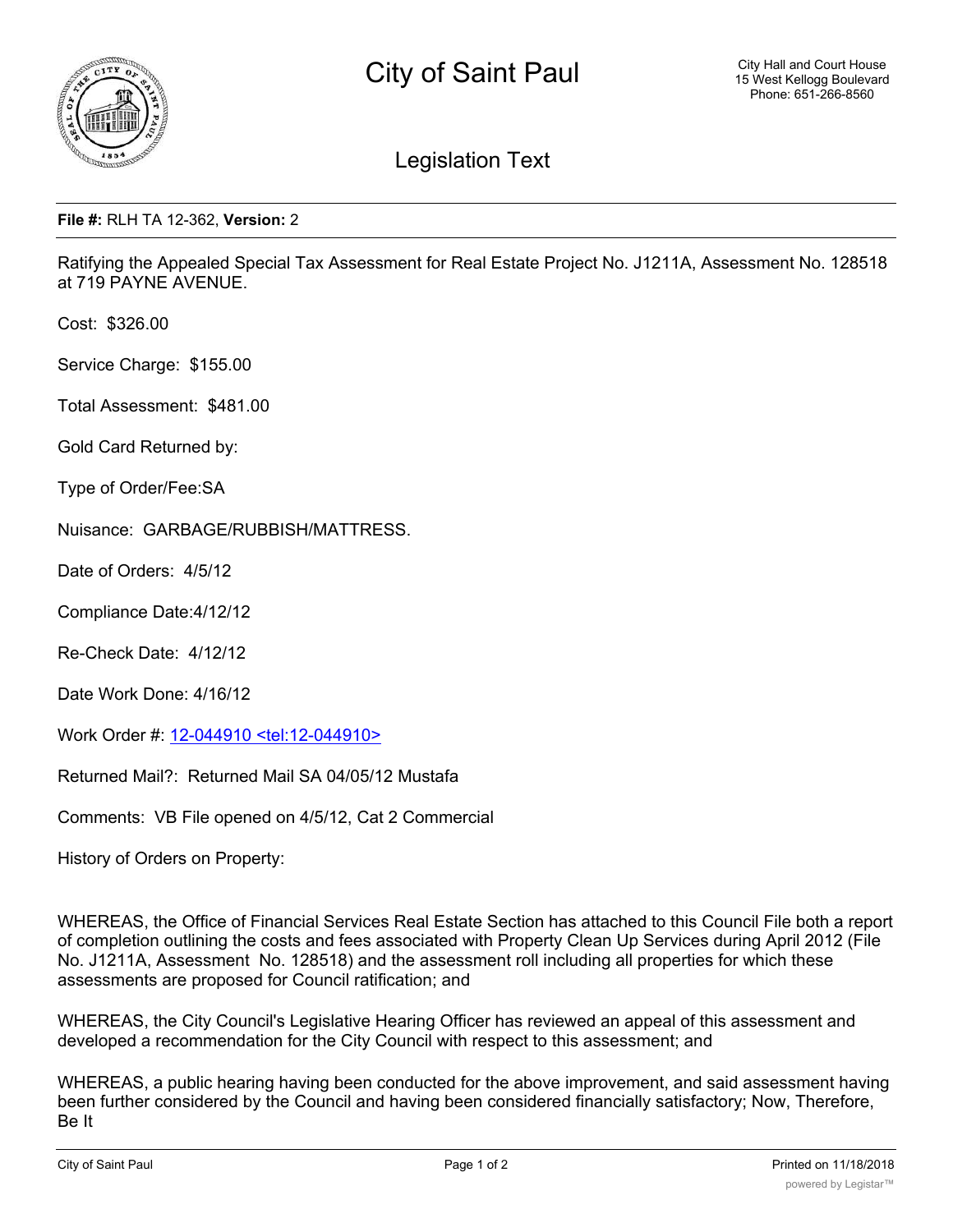# City of Saint Paul

City Hall and Court House
15 West Kellogg Boulevard
Phone: 651-266-8560

## Legislation Text

**File #:** RLH TA 12-362, **Version:** 2

Ratifying the Appealed Special Tax Assessment for Real Estate Project No. J1211A, Assessment No. 128518 at 719 PAYNE AVENUE.

Cost: $326.00

Service Charge: $155.00

Total Assessment: $481.00

Gold Card Returned by:

Type of Order/Fee:SA

Nuisance: GARBAGE/RUBBISH/MATTRESS.

Date of Orders: 4/5/12

Compliance Date:4/12/12

Re-Check Date: 4/12/12

Date Work Done: 4/16/12

Work Order #: 12-044910 <tel:12-044910>

Returned Mail?: Returned Mail SA 04/05/12 Mustafa

Comments: VB File opened on 4/5/12, Cat 2 Commercial

History of Orders on Property:

WHEREAS, the Office of Financial Services Real Estate Section has attached to this Council File both a report of completion outlining the costs and fees associated with Property Clean Up Services during April 2012 (File No. J1211A, Assessment No. 128518) and the assessment roll including all properties for which these assessments are proposed for Council ratification; and

WHEREAS, the City Council's Legislative Hearing Officer has reviewed an appeal of this assessment and developed a recommendation for the City Council with respect to this assessment; and

WHEREAS, a public hearing having been conducted for the above improvement, and said assessment having been further considered by the Council and having been considered financially satisfactory; Now, Therefore, Be It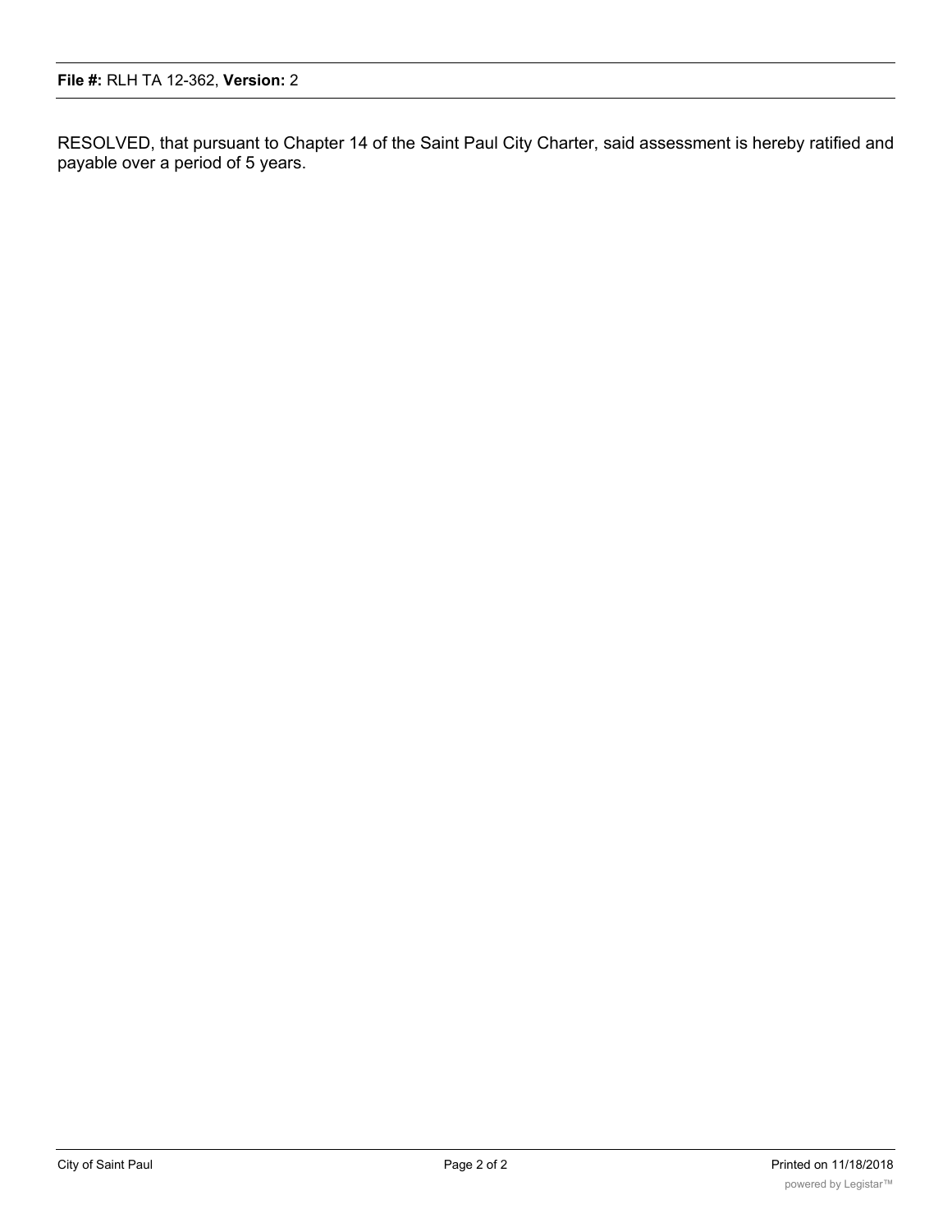RESOLVED, that pursuant to Chapter 14 of the Saint Paul City Charter, said assessment is hereby ratified and payable over a period of 5 years.